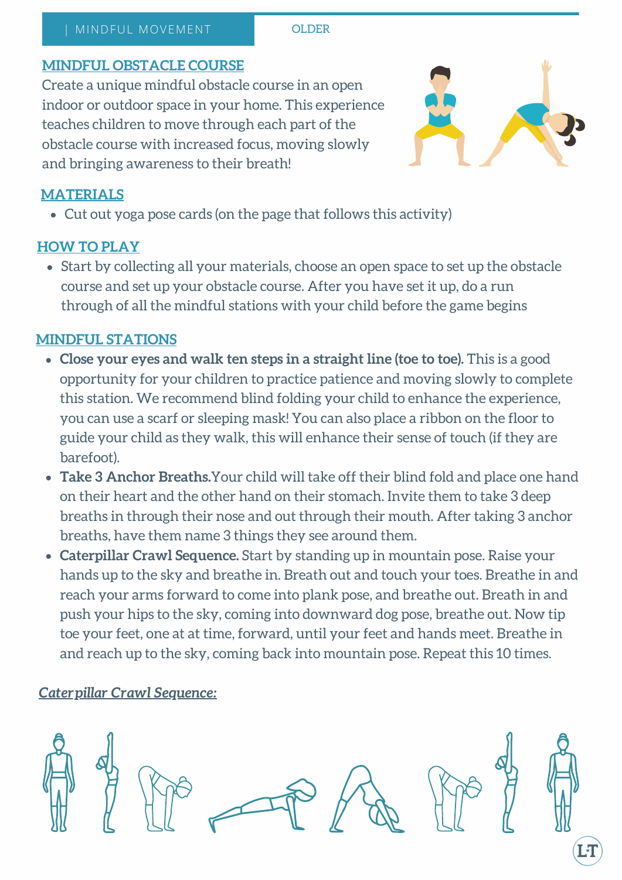| MINDFUL MOVEMENT OLDER

## MINDFUL OBSTACLE COURSE

Create a unique mindful obstacle course in an open indoor or outdoor space in your home. This experience teaches children to move through each part of the obstacle course with increased focus, moving slowly and bringing awareness to their breath!

## MATERIALS

- Cut out yoga pose cards (on the page that follows this activity)

## HOW TO PLAY

- Start by collecting all your materials, choose an open space to set up the obstacle course and set up your obstacle course. After you have set it up, do a run through of all the mindful stations with your child before the game begins

## MINDFUL STATIONS

- **Close your eyes and walk ten steps in a straight line (toe to toe).** This is a good opportunity for your children to practice patience and moving slowly to complete this station. We recommend blind folding your child to enhance the experience, you can use a scarf or sleeping mask! You can also place a ribbon on the floor to guide your child as they walk, this will enhance their sense of touch (if they are barefoot).
- **Take 3 Anchor Breaths.**Your child will take off their blind fold and place one hand on their heart and the other hand on their stomach. Invite them to take 3 deep breaths in through their nose and out through their mouth. After taking 3 anchor breaths, have them name 3 things they see around them.
- **Caterpillar Crawl Sequence.** Start by standing up in mountain pose. Raise your hands up to the sky and breathe in. Breath out and touch your toes. Breathe in and reach your arms forward to come into plank pose, and breathe out. Breath in and push your hips to the sky, coming into downward dog pose, breathe out. Now tip toe your feet, one at at time, forward, until your feet and hands meet. Breathe in and reach up to the sky, coming back into mountain pose. Repeat this 10 times.

***Caterpillar Crawl Sequence:***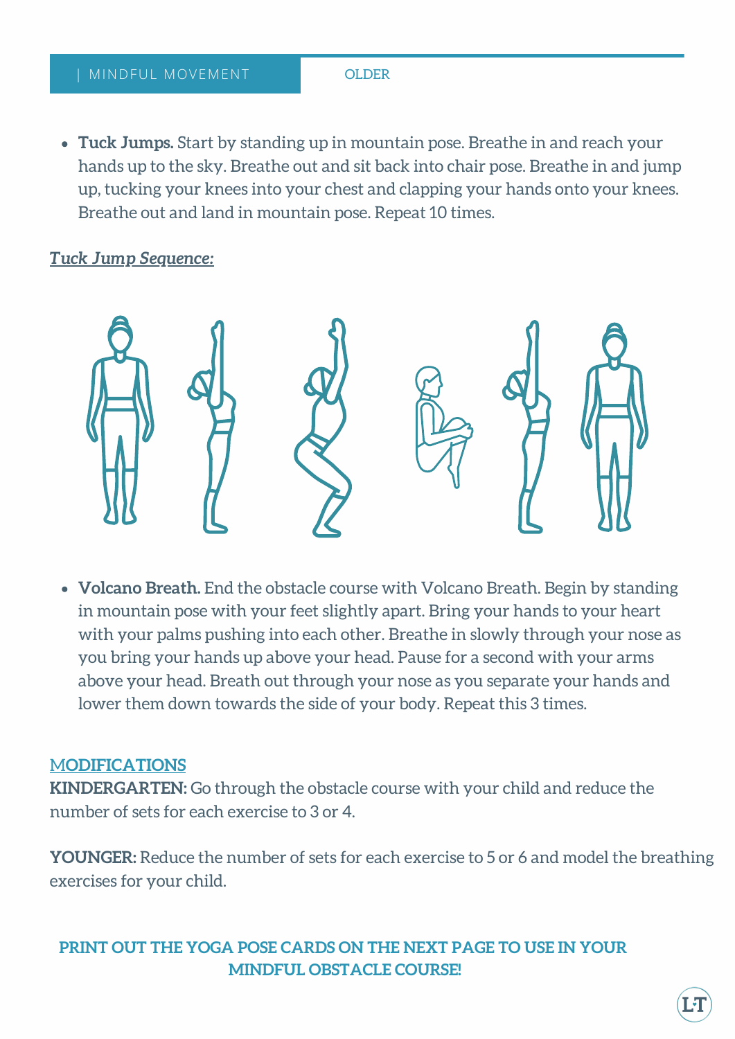- **Tuck Jumps.** Start by standing up in mountain pose. Breathe in and reach your hands up to the sky. Breathe out and sit back into chair pose. Breathe in and jump up, tucking your knees into your chest and clapping your hands onto your knees. Breathe out and land in mountain pose. Repeat 10 times.

***Tuck Jump Sequence:***

- **Volcano Breath.** End the obstacle course with Volcano Breath. Begin by standing in mountain pose with your feet slightly apart. Bring your hands to your heart with your palms pushing into each other. Breathe in slowly through your nose as you bring your hands up above your head. Pause for a second with your arms above your head. Breath out through your nose as you separate your hands and lower them down towards the side of your body. Repeat this 3 times.

## MODIFICATIONS

**KINDERGARTEN:** Go through the obstacle course with your child and reduce the number of sets for each exercise to 3 or 4.

**YOUNGER:** Reduce the number of sets for each exercise to 5 or 6 and model the breathing exercises for your child.

**PRINT OUT THE YOGA POSE CARDS ON THE NEXT PAGE TO USE IN YOUR MINDFUL OBSTACLE COURSE!**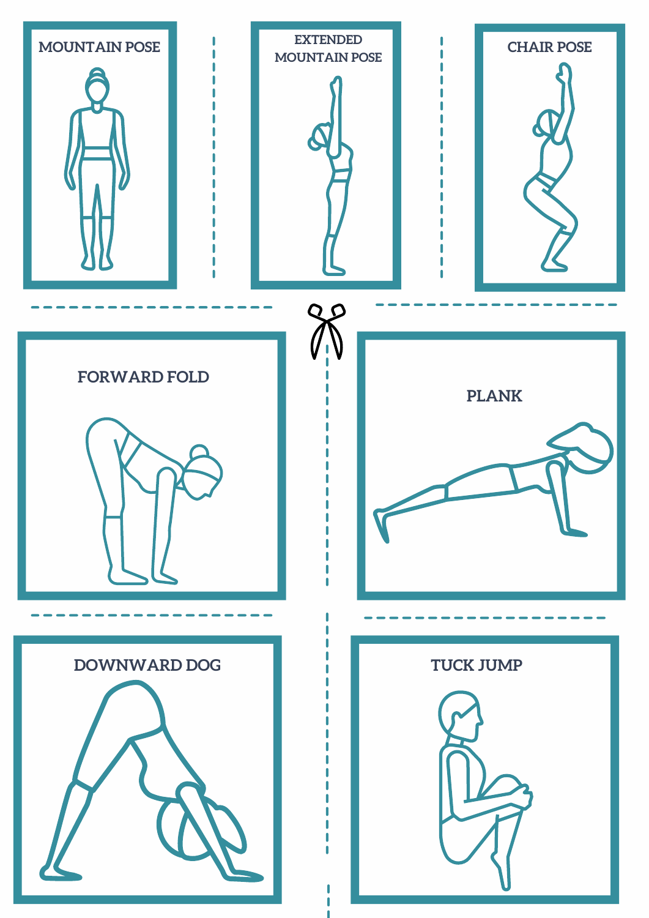MOUNTAIN POSE

EXTENDED MOUNTAIN POSE

CHAIR POSE

FORWARD FOLD

PLANK

DOWNWARD DOG

TUCK JUMP